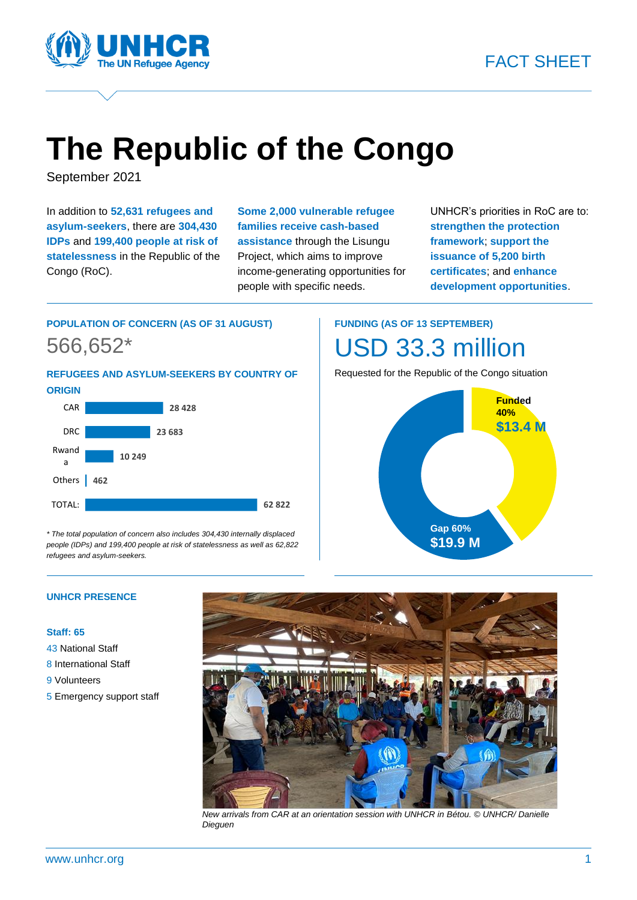FACT SHEET

# The Republic of the Congo

September 2021

In addition to **52,631 refugees and asylum-seekers**, there are **304,430 IDPs** and **199,400 people at risk of statelessness** in the Republic of the Congo (RoC).

**Some 2,000 vulnerable refugee families receive cash-based assistance** through the Lisungu Project, which aims to improve income-generating opportunities for people with specific needs.

UNHCR's priorities in RoC are to: **strengthen the protection framework**; **support the issuance of 5,200 birth certificates**; and **enhance development opportunities**.

## POPULATION OF CONCERN (AS OF 31 AUGUST)

566,652*

### REFUGEES AND ASYLUM-SEEKERS BY COUNTRY OF ORIGIN

| Country | Number |
|---|---|
| CAR | 28 428 |
| DRC | 23 683 |
| Rwanda | 10 249 |
| Others | 462 |
| TOTAL: | 62 822 |

*\* The total population of concern also includes 304,430 internally displaced people (IDPs) and 199,400 people at risk of statelessness as well as 62,822 refugees and asylum-seekers.*

## FUNDING (AS OF 13 SEPTEMBER)

USD 33.3 million

Requested for the Republic of the Congo situation

| | % | Amount |
|---|---|---|
| Funded | 40% | $13.4 M |
| Gap | 60% | $19.9 M |

## UNHCR PRESENCE

**Staff: 65**

- 43 National Staff
- 8 International Staff
- 9 Volunteers
- 5 Emergency support staff

*New arrivals from CAR at an orientation session with UNHCR in Bétou. © UNHCR/ Danielle Dieguen*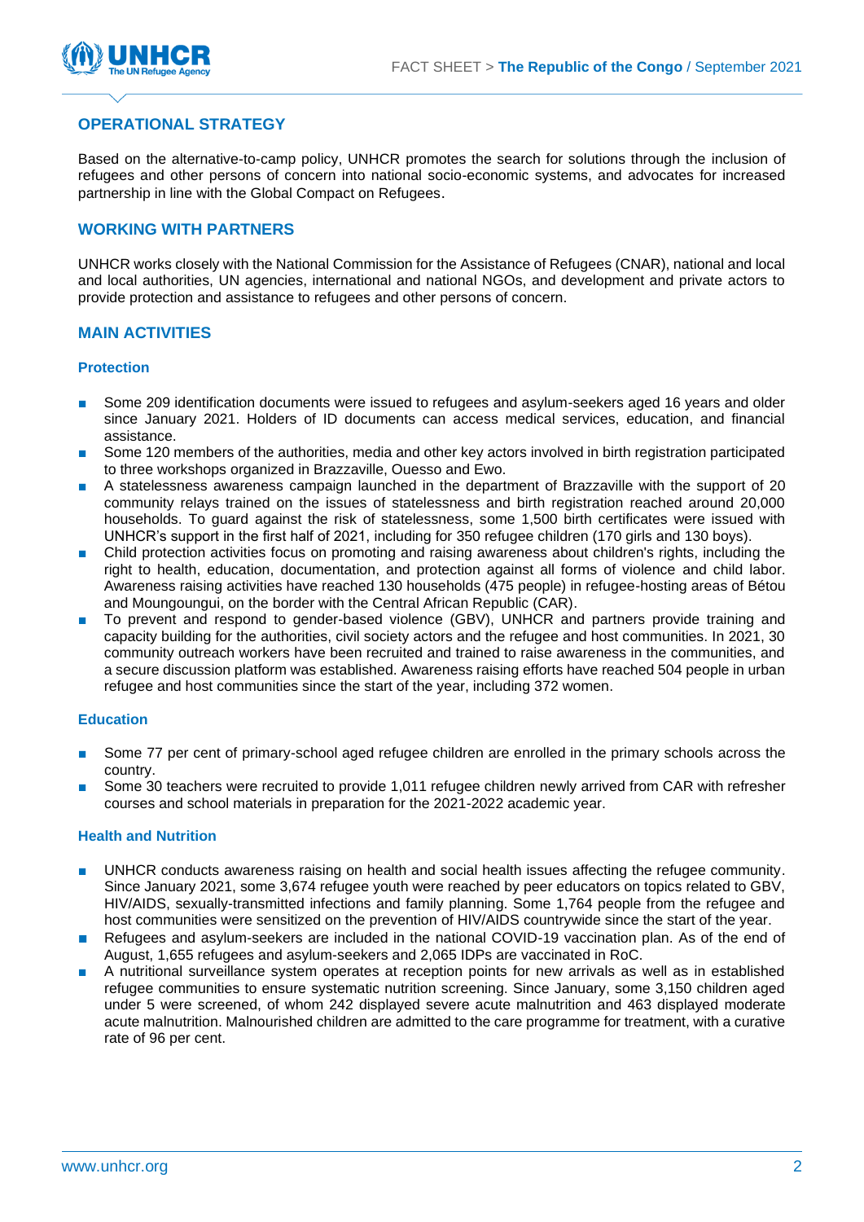## OPERATIONAL STRATEGY

Based on the alternative-to-camp policy, UNHCR promotes the search for solutions through the inclusion of refugees and other persons of concern into national socio-economic systems, and advocates for increased partnership in line with the Global Compact on Refugees.

## WORKING WITH PARTNERS

UNHCR works closely with the National Commission for the Assistance of Refugees (CNAR), national and local and local authorities, UN agencies, international and national NGOs, and development and private actors to provide protection and assistance to refugees and other persons of concern.

## MAIN ACTIVITIES

### Protection

- Some 209 identification documents were issued to refugees and asylum-seekers aged 16 years and older since January 2021. Holders of ID documents can access medical services, education, and financial assistance.
- Some 120 members of the authorities, media and other key actors involved in birth registration participated to three workshops organized in Brazzaville, Ouesso and Ewo.
- A statelessness awareness campaign launched in the department of Brazzaville with the support of 20 community relays trained on the issues of statelessness and birth registration reached around 20,000 households. To guard against the risk of statelessness, some 1,500 birth certificates were issued with UNHCR's support in the first half of 2021, including for 350 refugee children (170 girls and 130 boys).
- Child protection activities focus on promoting and raising awareness about children's rights, including the right to health, education, documentation, and protection against all forms of violence and child labor. Awareness raising activities have reached 130 households (475 people) in refugee-hosting areas of Bétou and Moungoungui, on the border with the Central African Republic (CAR).
- To prevent and respond to gender-based violence (GBV), UNHCR and partners provide training and capacity building for the authorities, civil society actors and the refugee and host communities. In 2021, 30 community outreach workers have been recruited and trained to raise awareness in the communities, and a secure discussion platform was established. Awareness raising efforts have reached 504 people in urban refugee and host communities since the start of the year, including 372 women.

### Education

- Some 77 per cent of primary-school aged refugee children are enrolled in the primary schools across the country.
- Some 30 teachers were recruited to provide 1,011 refugee children newly arrived from CAR with refresher courses and school materials in preparation for the 2021-2022 academic year.

### Health and Nutrition

- UNHCR conducts awareness raising on health and social health issues affecting the refugee community. Since January 2021, some 3,674 refugee youth were reached by peer educators on topics related to GBV, HIV/AIDS, sexually-transmitted infections and family planning. Some 1,764 people from the refugee and host communities were sensitized on the prevention of HIV/AIDS countrywide since the start of the year.
- Refugees and asylum-seekers are included in the national COVID-19 vaccination plan. As of the end of August, 1,655 refugees and asylum-seekers and 2,065 IDPs are vaccinated in RoC.
- A nutritional surveillance system operates at reception points for new arrivals as well as in established refugee communities to ensure systematic nutrition screening. Since January, some 3,150 children aged under 5 were screened, of whom 242 displayed severe acute malnutrition and 463 displayed moderate acute malnutrition. Malnourished children are admitted to the care programme for treatment, with a curative rate of 96 per cent.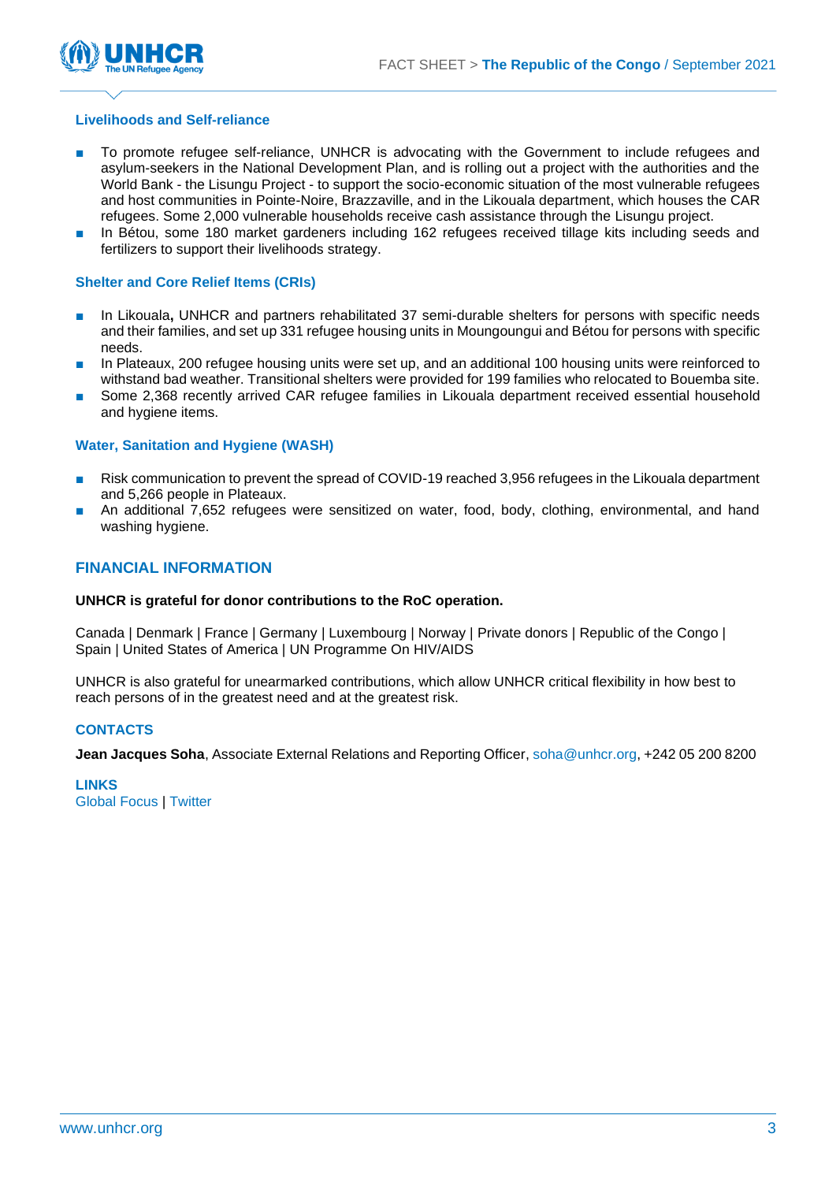### Livelihoods and Self-reliance

- To promote refugee self-reliance, UNHCR is advocating with the Government to include refugees and asylum-seekers in the National Development Plan, and is rolling out a project with the authorities and the World Bank - the Lisungu Project - to support the socio-economic situation of the most vulnerable refugees and host communities in Pointe-Noire, Brazzaville, and in the Likouala department, which houses the CAR refugees. Some 2,000 vulnerable households receive cash assistance through the Lisungu project.
- In Bétou, some 180 market gardeners including 162 refugees received tillage kits including seeds and fertilizers to support their livelihoods strategy.

### Shelter and Core Relief Items (CRIs)

- In Likouala**,** UNHCR and partners rehabilitated 37 semi-durable shelters for persons with specific needs and their families, and set up 331 refugee housing units in Moungoungui and Bétou for persons with specific needs.
- In Plateaux, 200 refugee housing units were set up, and an additional 100 housing units were reinforced to withstand bad weather. Transitional shelters were provided for 199 families who relocated to Bouemba site.
- Some 2,368 recently arrived CAR refugee families in Likouala department received essential household and hygiene items.

### Water, Sanitation and Hygiene (WASH)

- Risk communication to prevent the spread of COVID-19 reached 3,956 refugees in the Likouala department and 5,266 people in Plateaux.
- An additional 7,652 refugees were sensitized on water, food, body, clothing, environmental, and hand washing hygiene.

## FINANCIAL INFORMATION

**UNHCR is grateful for donor contributions to the RoC operation.**

Canada | Denmark | France | Germany | Luxembourg | Norway | Private donors | Republic of the Congo | Spain | United States of America | UN Programme On HIV/AIDS

UNHCR is also grateful for unearmarked contributions, which allow UNHCR critical flexibility in how best to reach persons of in the greatest need and at the greatest risk.

## CONTACTS

**Jean Jacques Soha**, Associate External Relations and Reporting Officer, soha@unhcr.org, +242 05 200 8200

## LINKS

Global Focus | Twitter